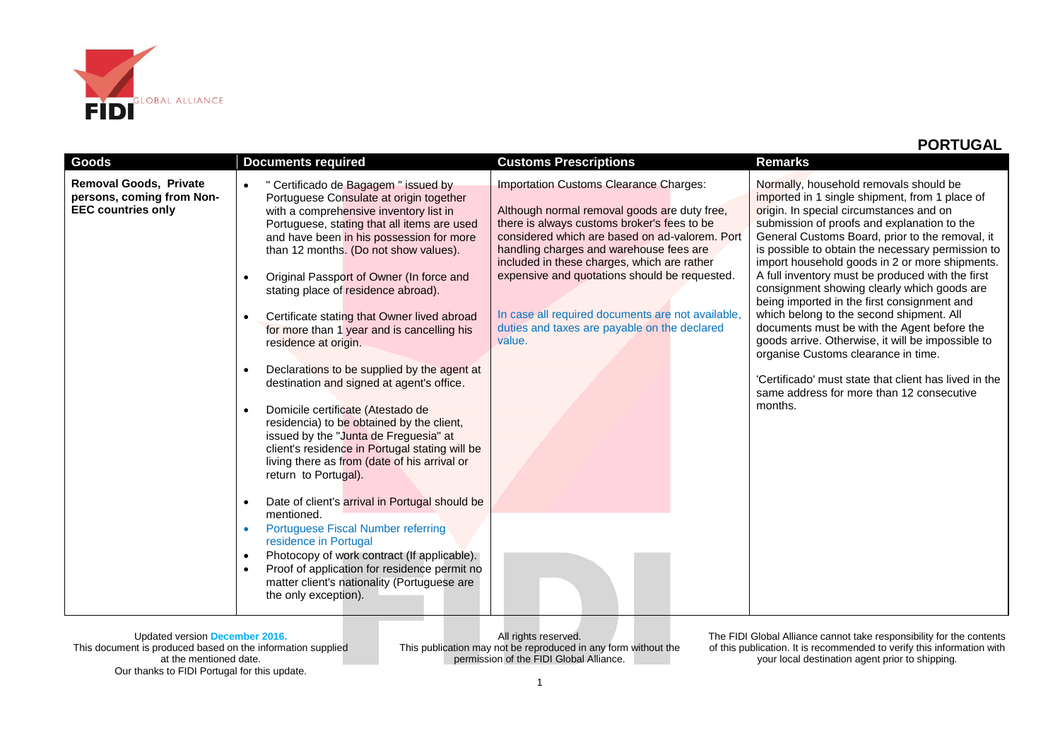FIDI GLOBAL ALLIANCE

# PORTUGAL

| Goods | Documents required | Customs Prescriptions | Remarks |
|---|---|---|---|
| **Removal Goods, Private persons, coming from Non-EEC countries only** | • " Certificado de Bagagem " issued by Portuguese Consulate at origin together with a comprehensive inventory list in Portuguese, stating that all items are used and have been in his possession for more than 12 months. (Do not show values).<br>• Original Passport of Owner (In force and stating place of residence abroad).<br>• Certificate stating that Owner lived abroad for more than 1 year and is cancelling his residence at origin.<br>• Declarations to be supplied by the agent at destination and signed at agent's office.<br>• Domicile certificate (Atestado de residencia) to be obtained by the client, issued by the "Junta de Freguesia" at client's residence in Portugal stating will be living there as from (date of his arrival or return to Portugal).<br>• Date of client's arrival in Portugal should be mentioned.<br>• Portuguese Fiscal Number referring residence in Portugal<br>• Photocopy of work contract (If applicable).<br>• Proof of application for residence permit no matter client's nationality (Portuguese are the only exception). | Importation Customs Clearance Charges:<br><br>Although normal removal goods are duty free, there is always customs broker's fees to be considered which are based on ad-valorem. Port handling charges and warehouse fees are included in these charges, which are rather expensive and quotations should be requested.<br><br>In case all required documents are not available, duties and taxes are payable on the declared value. | Normally, household removals should be imported in 1 single shipment, from 1 place of origin. In special circumstances and on submission of proofs and explanation to the General Customs Board, prior to the removal, it is possible to obtain the necessary permission to import household goods in 2 or more shipments. A full inventory must be produced with the first consignment showing clearly which goods are being imported in the first consignment and which belong to the second shipment. All documents must be with the Agent before the goods arrive. Otherwise, it will be impossible to organise Customs clearance in time.<br><br>'Certificado' must state that client has lived in the same address for more than 12 consecutive months. |

Updated version December 2016.
This document is produced based on the information supplied at the mentioned date.
Our thanks to FIDI Portugal for this update.

All rights reserved.
This publication may not be reproduced in any form without the permission of the FIDI Global Alliance.

The FIDI Global Alliance cannot take responsibility for the contents of this publication. It is recommended to verify this information with your local destination agent prior to shipping.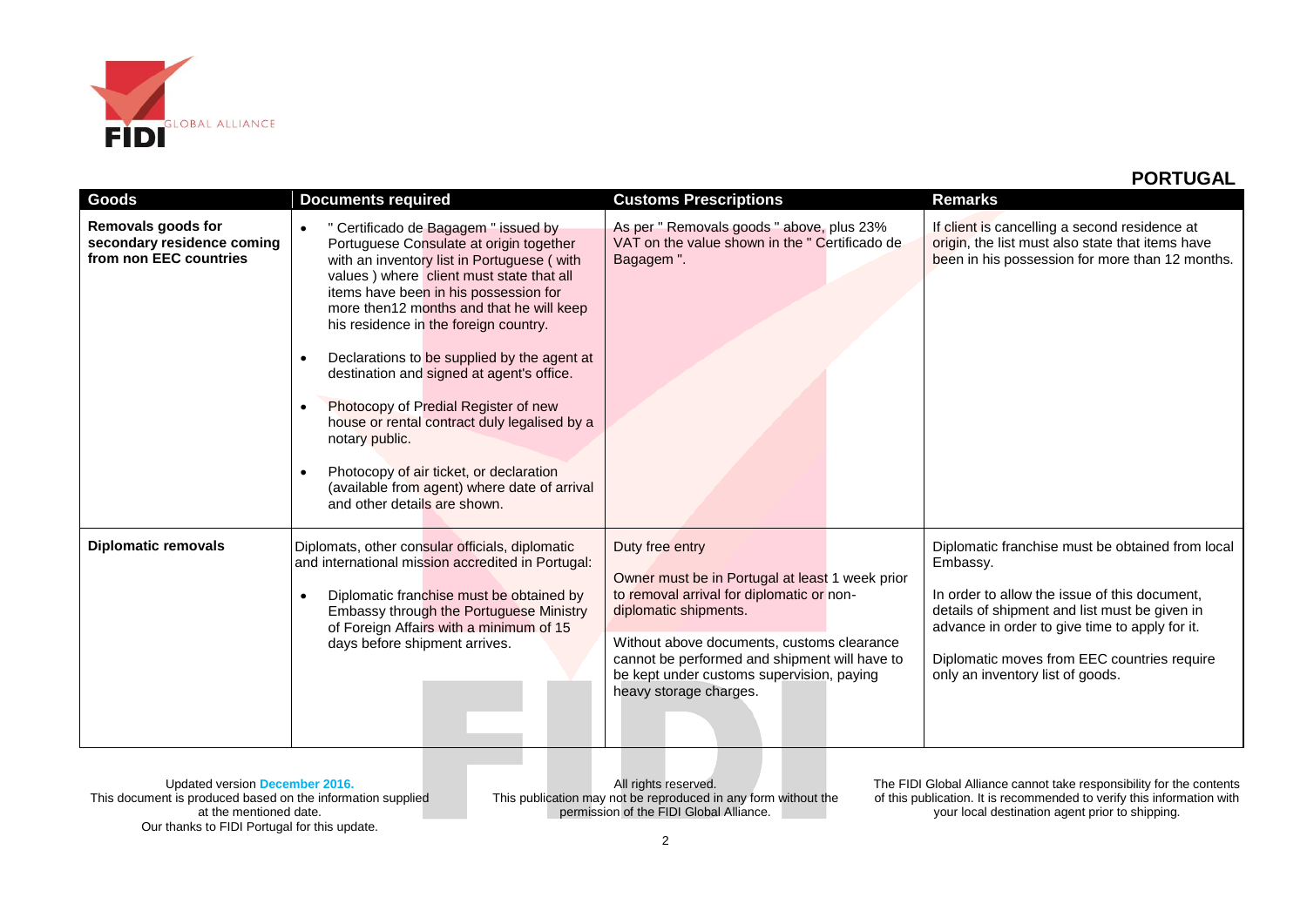## PORTUGAL

| Goods | Documents required | Customs Prescriptions | Remarks |
|---|---|---|---|
| **Removals goods for secondary residence coming from non EEC countries** | • " Certificado de Bagagem " issued by Portuguese Consulate at origin together with an inventory list in Portuguese ( with values ) where client must state that all items have been in his possession for more then12 months and that he will keep his residence in the foreign country.<br><br>• Declarations to be supplied by the agent at destination and signed at agent's office.<br><br>• Photocopy of Predial Register of new house or rental contract duly legalised by a notary public.<br><br>• Photocopy of air ticket, or declaration (available from agent) where date of arrival and other details are shown. | As per " Removals goods " above, plus 23% VAT on the value shown in the " Certificado de Bagagem ". | If client is cancelling a second residence at origin, the list must also state that items have been in his possession for more than 12 months. |
| **Diplomatic removals** | Diplomats, other consular officials, diplomatic and international mission accredited in Portugal:<br><br>• Diplomatic franchise must be obtained by Embassy through the Portuguese Ministry of Foreign Affairs with a minimum of 15 days before shipment arrives. | Duty free entry<br><br>Owner must be in Portugal at least 1 week prior to removal arrival for diplomatic or non-diplomatic shipments.<br><br>Without above documents, customs clearance cannot be performed and shipment will have to be kept under customs supervision, paying heavy storage charges. | Diplomatic franchise must be obtained from local Embassy.<br><br>In order to allow the issue of this document, details of shipment and list must be given in advance in order to give time to apply for it.<br><br>Diplomatic moves from EEC countries require only an inventory list of goods. |

Updated version **December 2016.**
This document is produced based on the information supplied at the mentioned date.
Our thanks to FIDI Portugal for this update.

All rights reserved.
This publication may not be reproduced in any form without the permission of the FIDI Global Alliance.

The FIDI Global Alliance cannot take responsibility for the contents of this publication. It is recommended to verify this information with your local destination agent prior to shipping.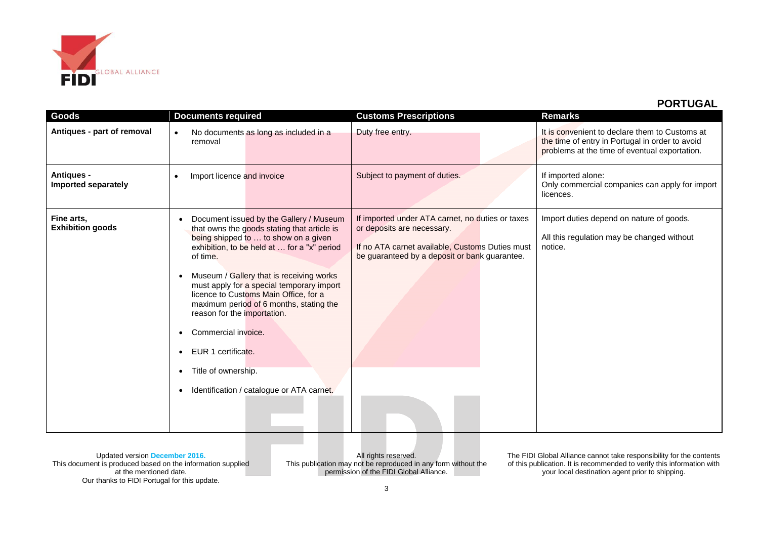## PORTUGAL

| Goods | Documents required | Customs Prescriptions | Remarks |
|---|---|---|---|
| **Antiques - part of removal** | • No documents as long as included in a removal | Duty free entry. | It is convenient to declare them to Customs at the time of entry in Portugal in order to avoid problems at the time of eventual exportation. |
| **Antiques - Imported separately** | • Import licence and invoice | Subject to payment of duties. | If imported alone:<br>Only commercial companies can apply for import licences. |
| **Fine arts, Exhibition goods** | • Document issued by the Gallery / Museum that owns the goods stating that article is being shipped to … to show on a given exhibition, to be held at … for a "x" period of time.<br>• Museum / Gallery that is receiving works must apply for a special temporary import licence to Customs Main Office, for a maximum period of 6 months, stating the reason for the importation.<br>• Commercial invoice.<br>• EUR 1 certificate.<br>• Title of ownership.<br>• Identification / catalogue or ATA carnet. | If imported under ATA carnet, no duties or taxes or deposits are necessary.<br><br>If no ATA carnet available, Customs Duties must be guaranteed by a deposit or bank guarantee. | Import duties depend on nature of goods.<br><br>All this regulation may be changed without notice. |

Updated version December 2016.
This document is produced based on the information supplied at the mentioned date.
Our thanks to FIDI Portugal for this update.

All rights reserved.
This publication may not be reproduced in any form without the permission of the FIDI Global Alliance.

The FIDI Global Alliance cannot take responsibility for the contents of this publication. It is recommended to verify this information with your local destination agent prior to shipping.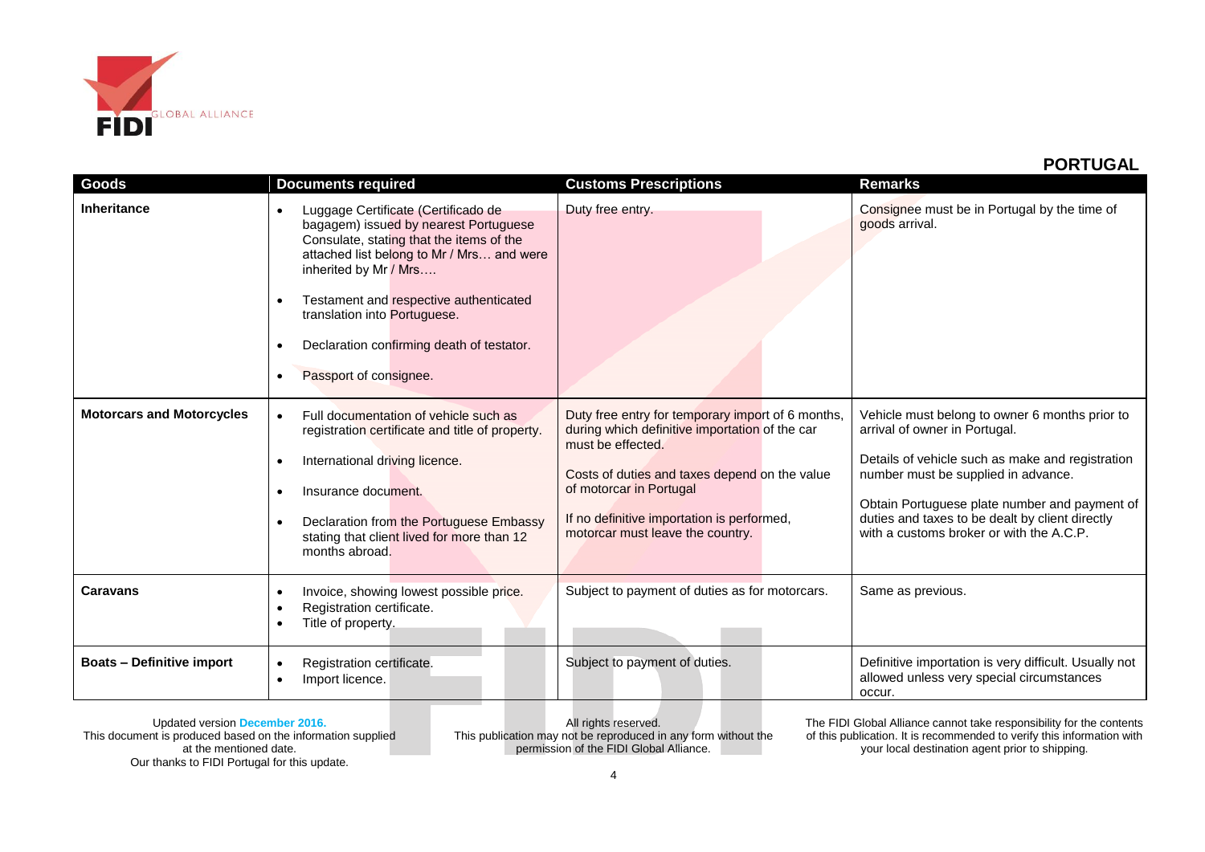## PORTUGAL

| Goods | Documents required | Customs Prescriptions | Remarks |
|---|---|---|---|
| **Inheritance** | • Luggage Certificate (Certificado de bagagem) issued by nearest Portuguese Consulate, stating that the items of the attached list belong to Mr / Mrs… and were inherited by Mr / Mrs….<br>• Testament and respective authenticated translation into Portuguese.<br>• Declaration confirming death of testator.<br>• Passport of consignee. | Duty free entry. | Consignee must be in Portugal by the time of goods arrival. |
| **Motorcars and Motorcycles** | • Full documentation of vehicle such as registration certificate and title of property.<br>• International driving licence.<br>• Insurance document.<br>• Declaration from the Portuguese Embassy stating that client lived for more than 12 months abroad. | Duty free entry for temporary import of 6 months, during which definitive importation of the car must be effected.<br><br>Costs of duties and taxes depend on the value of motorcar in Portugal<br><br>If no definitive importation is performed, motorcar must leave the country. | Vehicle must belong to owner 6 months prior to arrival of owner in Portugal.<br><br>Details of vehicle such as make and registration number must be supplied in advance.<br><br>Obtain Portuguese plate number and payment of duties and taxes to be dealt by client directly with a customs broker or with the A.C.P. |
| **Caravans** | • Invoice, showing lowest possible price.<br>• Registration certificate.<br>• Title of property. | Subject to payment of duties as for motorcars. | Same as previous. |
| **Boats – Definitive import** | • Registration certificate.<br>• Import licence. | Subject to payment of duties. | Definitive importation is very difficult. Usually not allowed unless very special circumstances occur. |

Updated version **December 2016.**
This document is produced based on the information supplied at the mentioned date.
Our thanks to FIDI Portugal for this update.

All rights reserved.
This publication may not be reproduced in any form without the permission of the FIDI Global Alliance.

The FIDI Global Alliance cannot take responsibility for the contents of this publication. It is recommended to verify this information with your local destination agent prior to shipping.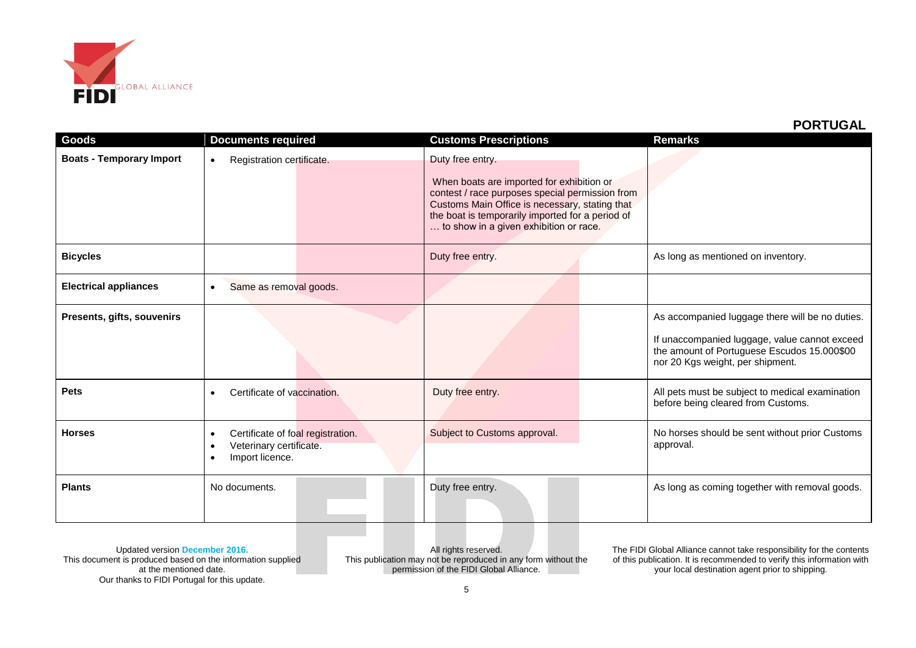## PORTUGAL

| Goods | Documents required | Customs Prescriptions | Remarks |
|---|---|---|---|
| **Boats - Temporary Import** | • Registration certificate. | Duty free entry.<br><br>When boats are imported for exhibition or contest / race purposes special permission from Customs Main Office is necessary, stating that the boat is temporarily imported for a period of … to show in a given exhibition or race. | |
| **Bicycles** | | Duty free entry. | As long as mentioned on inventory. |
| **Electrical appliances** | • Same as removal goods. | | |
| **Presents, gifts, souvenirs** | | | As accompanied luggage there will be no duties.<br><br>If unaccompanied luggage, value cannot exceed the amount of Portuguese Escudos 15.000$00 nor 20 Kgs weight, per shipment. |
| **Pets** | • Certificate of vaccination. | Duty free entry. | All pets must be subject to medical examination before being cleared from Customs. |
| **Horses** | • Certificate of foal registration.<br>• Veterinary certificate.<br>• Import licence. | Subject to Customs approval. | No horses should be sent without prior Customs approval. |
| **Plants** | No documents. | Duty free entry. | As long as coming together with removal goods. |

Updated version **December 2016.**
This document is produced based on the information supplied at the mentioned date.
Our thanks to FIDI Portugal for this update.

All rights reserved.
This publication may not be reproduced in any form without the permission of the FIDI Global Alliance.

The FIDI Global Alliance cannot take responsibility for the contents of this publication. It is recommended to verify this information with your local destination agent prior to shipping.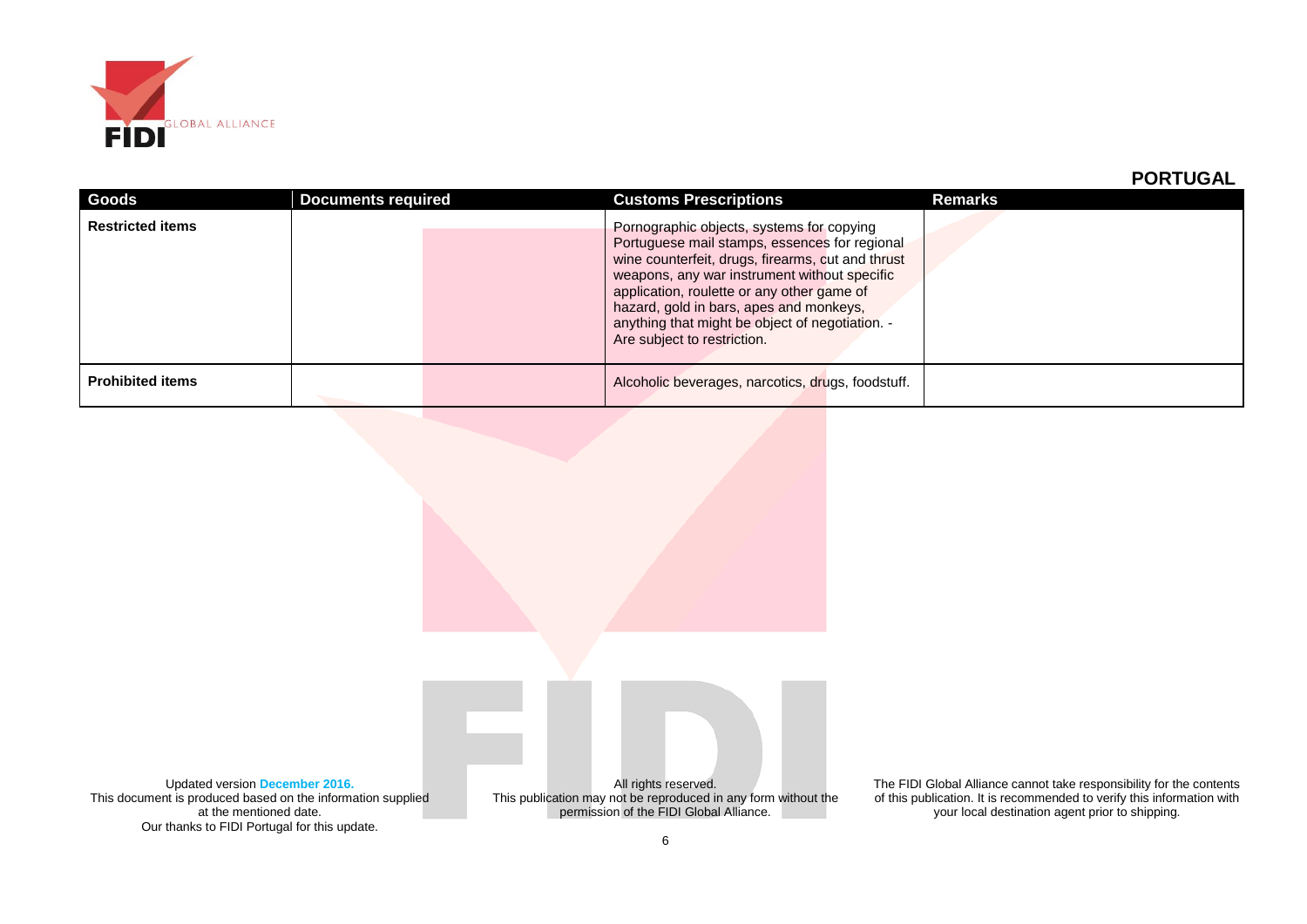## PORTUGAL

| Goods | Documents required | Customs Prescriptions | Remarks |
|---|---|---|---|
| **Restricted items** | | Pornographic objects, systems for copying Portuguese mail stamps, essences for regional wine counterfeit, drugs, firearms, cut and thrust weapons, any war instrument without specific application, roulette or any other game of hazard, gold in bars, apes and monkeys, anything that might be object of negotiation. - Are subject to restriction. | |
| **Prohibited items** | | Alcoholic beverages, narcotics, drugs, foodstuff. | |

Updated version **December 2016.**
This document is produced based on the information supplied at the mentioned date.
Our thanks to FIDI Portugal for this update.

All rights reserved.
This publication may not be reproduced in any form without the permission of the FIDI Global Alliance.

The FIDI Global Alliance cannot take responsibility for the contents of this publication. It is recommended to verify this information with your local destination agent prior to shipping.